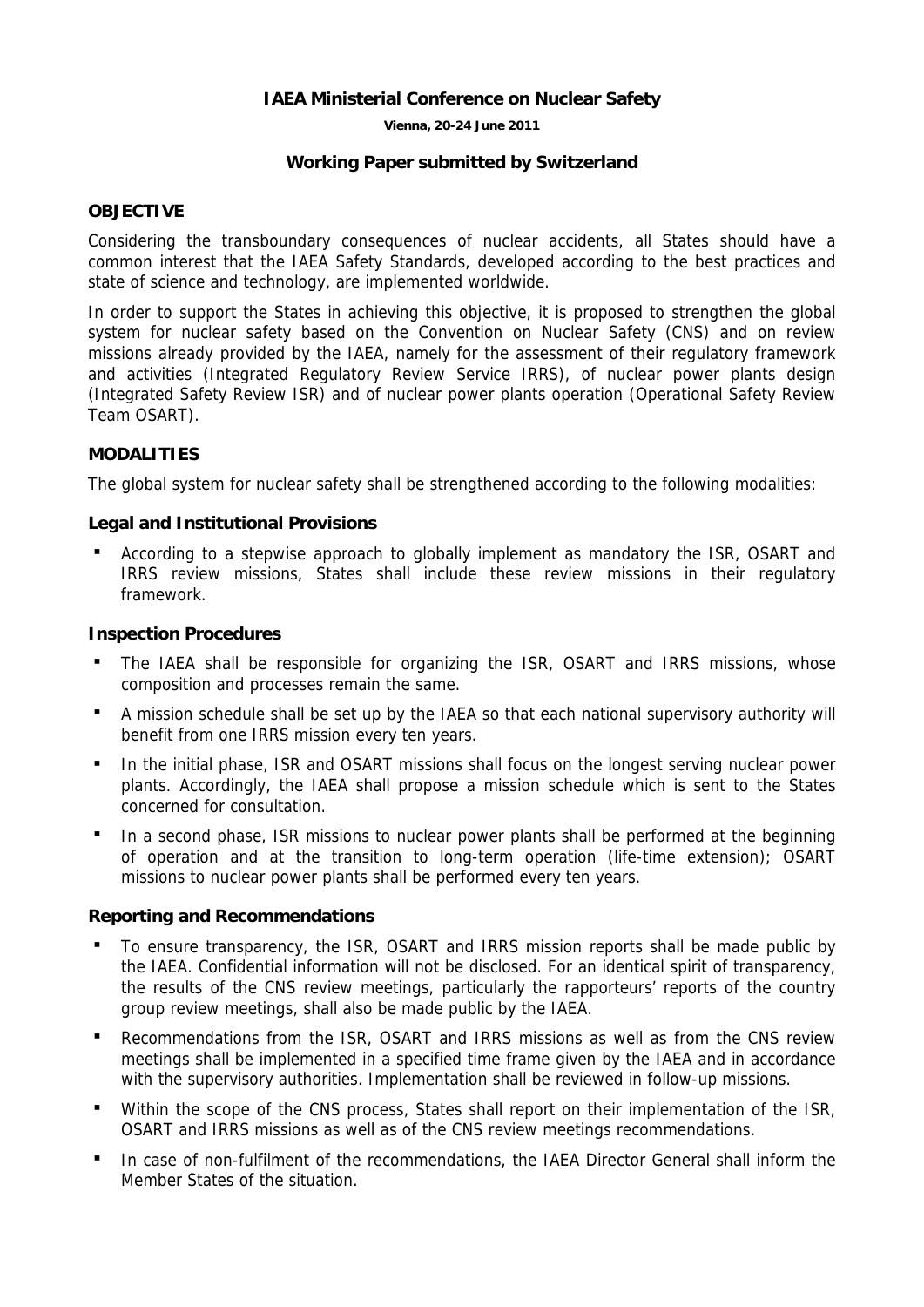**IAEA Ministerial Conference on Nuclear Safety**

**Vienna, 20-24 June 2011**

**Working Paper submitted by Switzerland**

## OBJECTIVE

Considering the transboundary consequences of nuclear accidents, all States should have a common interest that the IAEA Safety Standards, developed according to the best practices and state of science and technology, are implemented worldwide.

In order to support the States in achieving this objective, it is proposed to strengthen the global system for nuclear safety based on the Convention on Nuclear Safety (CNS) and on review missions already provided by the IAEA, namely for the assessment of their regulatory framework and activities (Integrated Regulatory Review Service IRRS), of nuclear power plants design (Integrated Safety Review ISR) and of nuclear power plants operation (Operational Safety Review Team OSART).

## MODALITIES

The global system for nuclear safety shall be strengthened according to the following modalities:

### Legal and Institutional Provisions

- According to a stepwise approach to globally implement as mandatory the ISR, OSART and IRRS review missions, States shall include these review missions in their regulatory framework.

### Inspection Procedures

- The IAEA shall be responsible for organizing the ISR, OSART and IRRS missions, whose composition and processes remain the same.
- A mission schedule shall be set up by the IAEA so that each national supervisory authority will benefit from one IRRS mission every ten years.
- In the initial phase, ISR and OSART missions shall focus on the longest serving nuclear power plants. Accordingly, the IAEA shall propose a mission schedule which is sent to the States concerned for consultation.
- In a second phase, ISR missions to nuclear power plants shall be performed at the beginning of operation and at the transition to long-term operation (life-time extension); OSART missions to nuclear power plants shall be performed every ten years.

### Reporting and Recommendations

- To ensure transparency, the ISR, OSART and IRRS mission reports shall be made public by the IAEA. Confidential information will not be disclosed. For an identical spirit of transparency, the results of the CNS review meetings, particularly the rapporteurs' reports of the country group review meetings, shall also be made public by the IAEA.
- Recommendations from the ISR, OSART and IRRS missions as well as from the CNS review meetings shall be implemented in a specified time frame given by the IAEA and in accordance with the supervisory authorities. Implementation shall be reviewed in follow-up missions.
- Within the scope of the CNS process, States shall report on their implementation of the ISR, OSART and IRRS missions as well as of the CNS review meetings recommendations.
- In case of non-fulfilment of the recommendations, the IAEA Director General shall inform the Member States of the situation.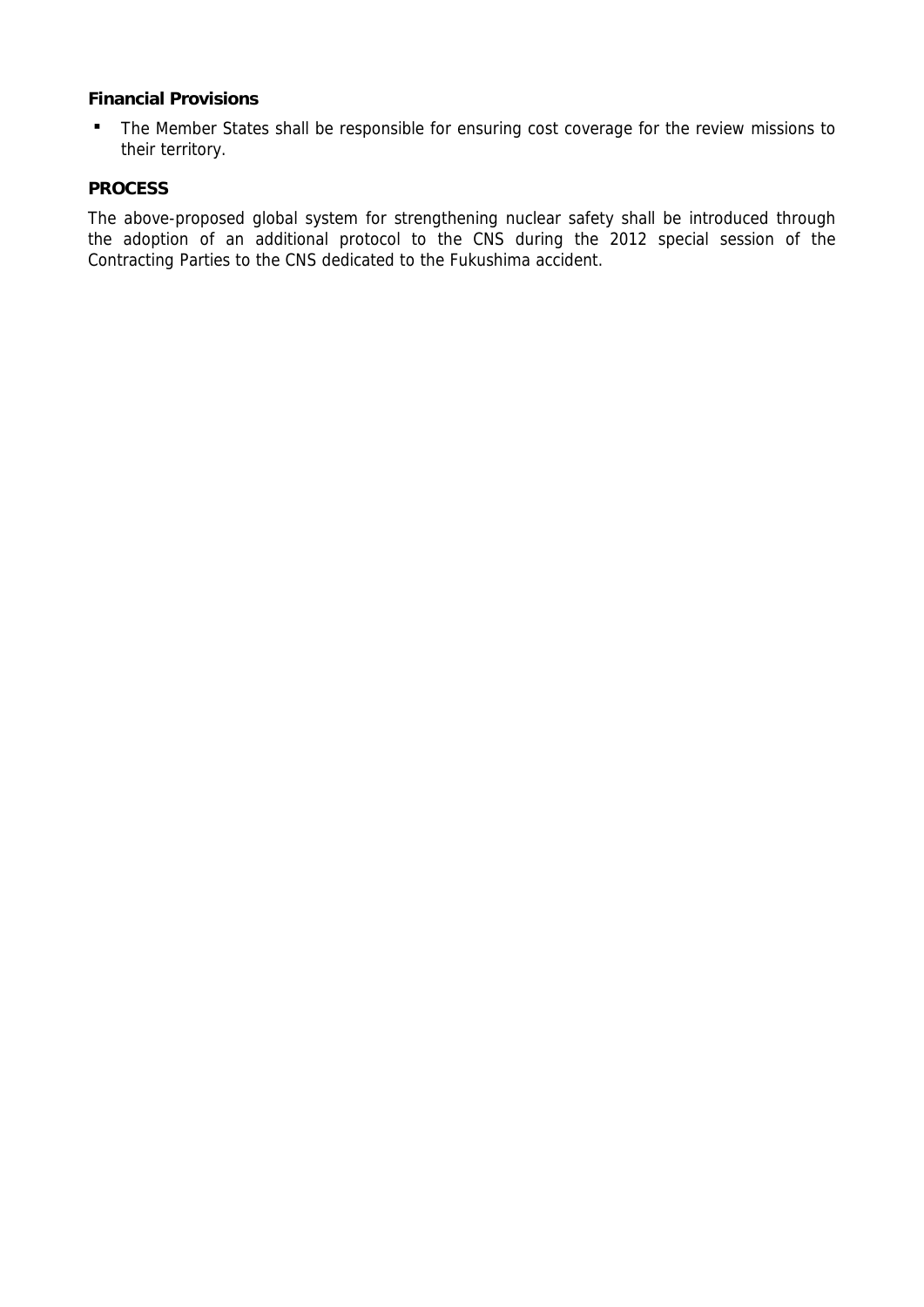**Financial Provisions**

- The Member States shall be responsible for ensuring cost coverage for the review missions to their territory.

**PROCESS**

The above-proposed global system for strengthening nuclear safety shall be introduced through the adoption of an additional protocol to the CNS during the 2012 special session of the Contracting Parties to the CNS dedicated to the Fukushima accident.